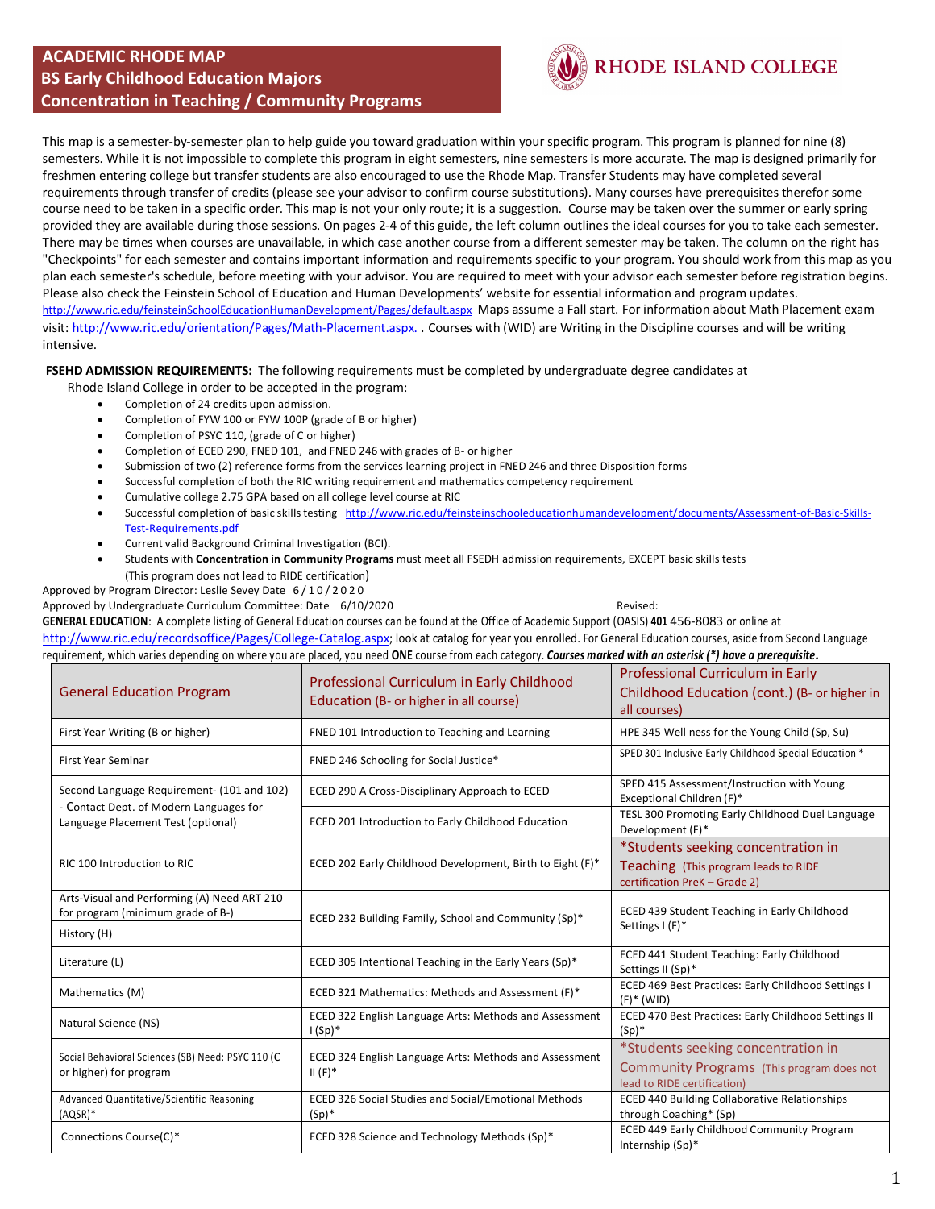# ACADEMIC RHODE MAP
## BS Early Childhood Education Majors
## Concentration in Teaching / Community Programs

RHODE ISLAND COLLEGE

This map is a semester-by-semester plan to help guide you toward graduation within your specific program. This program is planned for nine (8) semesters. While it is not impossible to complete this program in eight semesters, nine semesters is more accurate. The map is designed primarily for freshmen entering college but transfer students are also encouraged to use the Rhode Map. Transfer Students may have completed several requirements through transfer of credits (please see your advisor to confirm course substitutions). Many courses have prerequisites therefor some course need to be taken in a specific order. This map is not your only route; it is a suggestion. Course may be taken over the summer or early spring provided they are available during those sessions. On pages 2-4 of this guide, the left column outlines the ideal courses for you to take each semester. There may be times when courses are unavailable, in which case another course from a different semester may be taken. The column on the right has "Checkpoints" for each semester and contains important information and requirements specific to your program. You should work from this map as you plan each semester's schedule, before meeting with your advisor. You are required to meet with your advisor each semester before registration begins. Please also check the Feinstein School of Education and Human Developments' website for essential information and program updates. http://www.ric.edu/feinsteinSchoolEducationHumanDevelopment/Pages/default.aspx Maps assume a Fall start. For information about Math Placement exam visit: http://www.ric.edu/orientation/Pages/Math-Placement.aspx. . Courses with (WID) are Writing in the Discipline courses and will be writing intensive.

**FSEHD ADMISSION REQUIREMENTS:** The following requirements must be completed by undergraduate degree candidates at Rhode Island College in order to be accepted in the program:

- Completion of 24 credits upon admission.
- Completion of FYW 100 or FYW 100P (grade of B or higher)
- Completion of PSYC 110, (grade of C or higher)
- Completion of ECED 290, FNED 101, and FNED 246 with grades of B- or higher
- Submission of two (2) reference forms from the services learning project in FNED 246 and three Disposition forms
- Successful completion of both the RIC writing requirement and mathematics competency requirement
- Cumulative college 2.75 GPA based on all college level course at RIC
- Successful completion of basic skills testing http://www.ric.edu/feinsteinschooleducationhumandevelopment/documents/Assessment-of-Basic-Skills-Test-Requirements.pdf
- Current valid Background Criminal Investigation (BCI).
- Students with **Concentration in Community Programs** must meet all FSEDH admission requirements, EXCEPT basic skills tests (This program does not lead to RIDE certification)

Approved by Program Director: Leslie Sevey Date 6/10/2020
Approved by Undergraduate Curriculum Committee: Date 6/10/2020 Revised:

**GENERAL EDUCATION**: A complete listing of General Education courses can be found at the Office of Academic Support (OASIS) **401** 456-8083 or online at http://www.ric.edu/recordsoffice/Pages/College-Catalog.aspx; look at catalog for year you enrolled. For General Education courses, aside from Second Language requirement, which varies depending on where you are placed, you need **ONE** course from each category. ***Courses marked with an asterisk (*) have a prerequisite.***

| General Education Program | Professional Curriculum in Early Childhood Education (B- or higher in all course) | Professional Curriculum in Early Childhood Education (cont.) (B- or higher in all courses) |
|---|---|---|
| First Year Writing (B or higher) | FNED 101 Introduction to Teaching and Learning | HPE 345 Well ness for the Young Child (Sp, Su) |
| First Year Seminar | FNED 246 Schooling for Social Justice* | SPED 301 Inclusive Early Childhood Special Education * |
| Second Language Requirement- (101 and 102) - Contact Dept. of Modern Languages for Language Placement Test (optional) | ECED 290 A Cross-Disciplinary Approach to ECED | SPED 415 Assessment/Instruction with Young Exceptional Children (F)* |
| | ECED 201 Introduction to Early Childhood Education | TESL 300 Promoting Early Childhood Duel Language Development (F)* |
| RIC 100 Introduction to RIC | ECED 202 Early Childhood Development, Birth to Eight (F)* | *Students seeking concentration in Teaching (This program leads to RIDE certification PreK – Grade 2) |
| Arts-Visual and Performing (A) Need ART 210 for program (minimum grade of B-) | ECED 232 Building Family, School and Community (Sp)* | ECED 439 Student Teaching in Early Childhood Settings I (F)* |
| History (H) | | |
| Literature (L) | ECED 305 Intentional Teaching in the Early Years (Sp)* | ECED 441 Student Teaching: Early Childhood Settings II (Sp)* |
| Mathematics (M) | ECED 321 Mathematics: Methods and Assessment (F)* | ECED 469 Best Practices: Early Childhood Settings I (F)* (WID) |
| Natural Science (NS) | ECED 322 English Language Arts: Methods and Assessment I (Sp)* | ECED 470 Best Practices: Early Childhood Settings II (Sp)* |
| Social Behavioral Sciences (SB) Need: PSYC 110 (C or higher) for program | ECED 324 English Language Arts: Methods and Assessment II (F)* | *Students seeking concentration in Community Programs (This program does not lead to RIDE certification) |
| Advanced Quantitative/Scientific Reasoning (AQSR)* | ECED 326 Social Studies and Social/Emotional Methods (Sp)* | ECED 440 Building Collaborative Relationships through Coaching* (Sp) |
| Connections Course(C)* | ECED 328 Science and Technology Methods (Sp)* | ECED 449 Early Childhood Community Program Internship (Sp)* |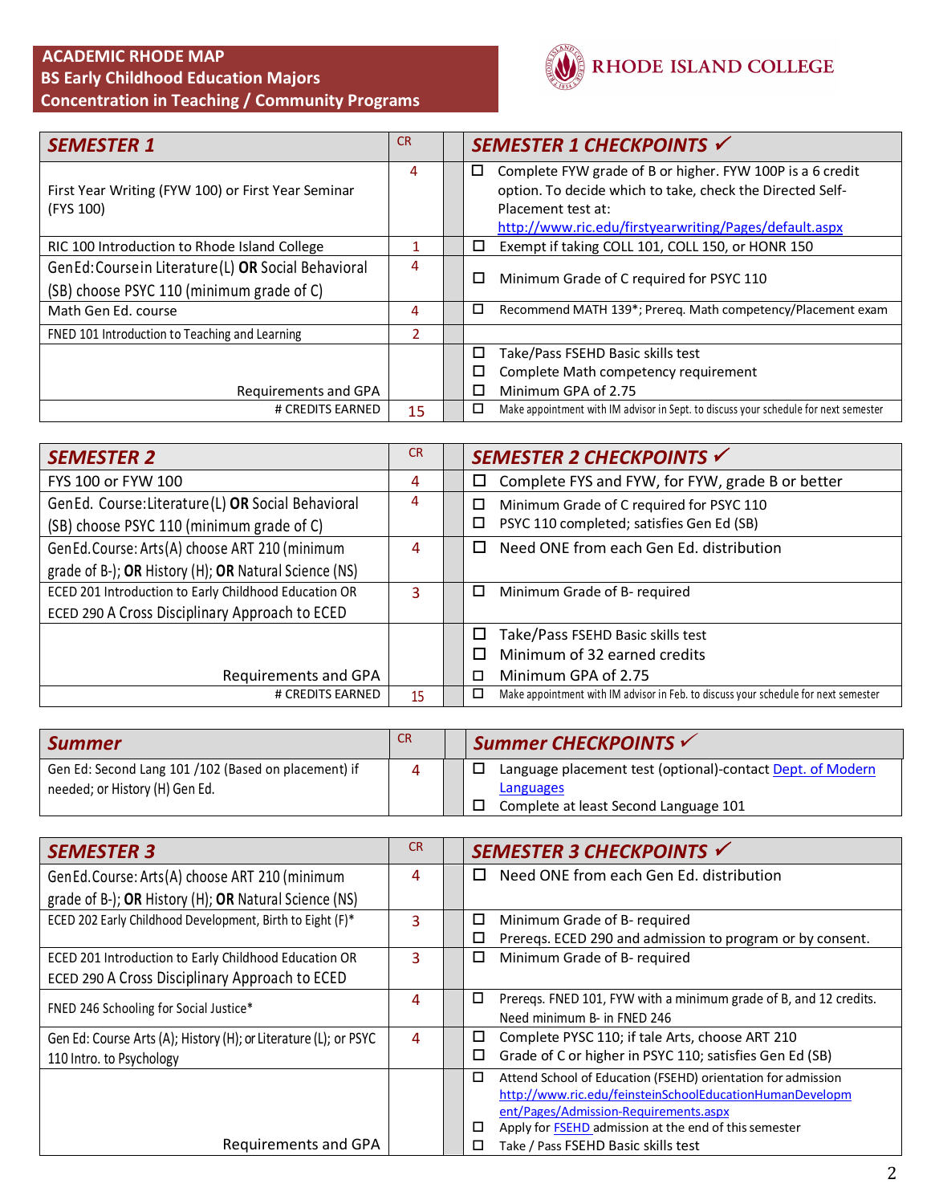**ACADEMIC RHODE MAP**
**BS Early Childhood Education Majors**
**Concentration in Teaching / Community Programs**

RHODE ISLAND COLLEGE

| *SEMESTER 1* | CR | *SEMESTER 1 CHECKPOINTS ✓* |
|---|---|---|
| First Year Writing (FYW 100) or First Year Seminar (FYS 100) | 4 | ☐ Complete FYW grade of B or higher. FYW 100P is a 6 credit option. To decide which to take, check the Directed Self-Placement test at: http://www.ric.edu/firstyearwriting/Pages/default.aspx |
| RIC 100 Introduction to Rhode Island College | 1 | ☐ Exempt if taking COLL 101, COLL 150, or HONR 150 |
| Gen Ed: Course in Literature (L) **OR** Social Behavioral (SB) choose PSYC 110 (minimum grade of C) | 4 | ☐ Minimum Grade of C required for PSYC 110 |
| Math Gen Ed. course | 4 | ☐ Recommend MATH 139*; Prereq. Math competency/Placement exam |
| FNED 101 Introduction to Teaching and Learning | 2 | |
| Requirements and GPA | | ☐ Take/Pass FSEHD Basic skills test<br>☐ Complete Math competency requirement<br>☐ Minimum GPA of 2.75 |
| # CREDITS EARNED | 15 | ☐ Make appointment with IM advisor in Sept. to discuss your schedule for next semester |

| *SEMESTER 2* | CR | *SEMESTER 2 CHECKPOINTS ✓* |
|---|---|---|
| FYS 100 or FYW 100 | 4 | ☐ Complete FYS and FYW, for FYW, grade B or better |
| Gen Ed. Course: Literature (L) **OR** Social Behavioral (SB) choose PSYC 110 (minimum grade of C) | 4 | ☐ Minimum Grade of C required for PSYC 110<br>☐ PSYC 110 completed; satisfies Gen Ed (SB) |
| Gen Ed. Course: Arts (A) choose ART 210 (minimum grade of B-); **OR** History (H); **OR** Natural Science (NS) | 4 | ☐ Need ONE from each Gen Ed. distribution |
| ECED 201 Introduction to Early Childhood Education OR ECED 290 A Cross Disciplinary Approach to ECED | 3 | ☐ Minimum Grade of B- required |
| Requirements and GPA | | ☐ Take/Pass FSEHD Basic skills test<br>☐ Minimum of 32 earned credits<br>☐ Minimum GPA of 2.75 |
| # CREDITS EARNED | 15 | ☐ Make appointment with IM advisor in Feb. to discuss your schedule for next semester |

| *Summer* | CR | *Summer CHECKPOINTS ✓* |
|---|---|---|
| Gen Ed: Second Lang 101 /102 (Based on placement) if needed; or History (H) Gen Ed. | 4 | ☐ Language placement test (optional)-contact Dept. of Modern Languages<br>☐ Complete at least Second Language 101 |

| *SEMESTER 3* | CR | *SEMESTER 3 CHECKPOINTS ✓* |
|---|---|---|
| Gen Ed. Course: Arts (A) choose ART 210 (minimum grade of B-); **OR** History (H); **OR** Natural Science (NS) | 4 | ☐ Need ONE from each Gen Ed. distribution |
| ECED 202 Early Childhood Development, Birth to Eight (F)* | 3 | ☐ Minimum Grade of B- required<br>☐ Prereqs. ECED 290 and admission to program or by consent. |
| ECED 201 Introduction to Early Childhood Education OR ECED 290 A Cross Disciplinary Approach to ECED | 3 | ☐ Minimum Grade of B- required |
| FNED 246 Schooling for Social Justice* | 4 | ☐ Prereqs. FNED 101, FYW with a minimum grade of B, and 12 credits. Need minimum B- in FNED 246 |
| Gen Ed: Course Arts (A); History (H); or Literature (L); or PSYC 110 Intro. to Psychology | 4 | ☐ Complete PYSC 110; if tale Arts, choose ART 210<br>☐ Grade of C or higher in PSYC 110; satisfies Gen Ed (SB) |
| Requirements and GPA | | ☐ Attend School of Education (FSEHD) orientation for admission http://www.ric.edu/feinsteinSchoolEducationHumanDevelopment/Pages/Admission-Requirements.aspx<br>☐ Apply for FSEHD admission at the end of this semester<br>☐ Take / Pass FSEHD Basic skills test |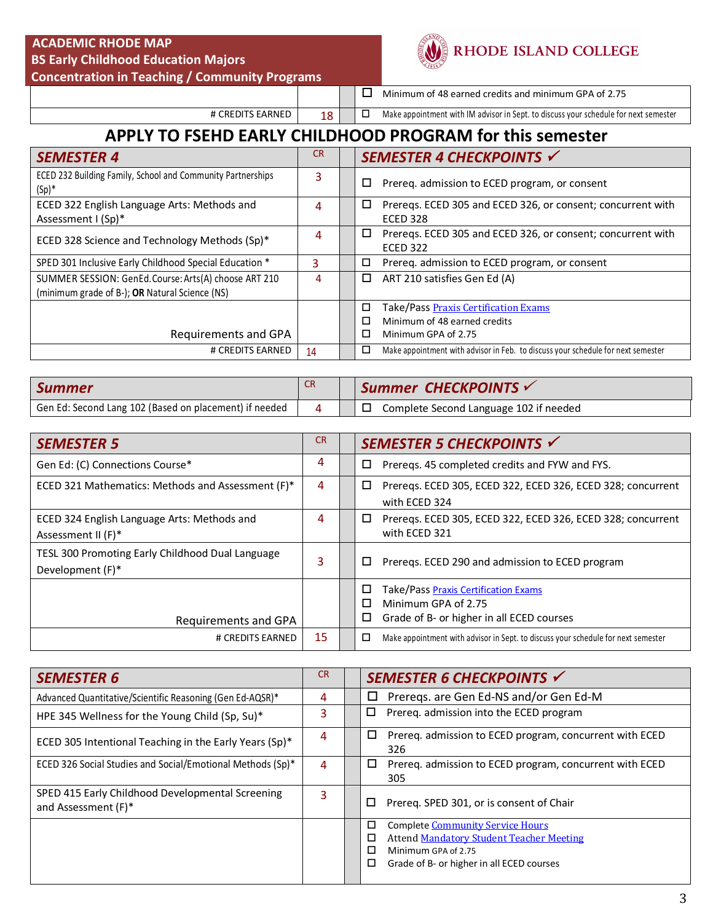**ACADEMIC RHODE MAP**
**BS Early Childhood Education Majors**
**Concentration in Teaching / Community Programs**

RHODE ISLAND COLLEGE

| | | | |
|---|---|---|---|
| | | | ☐ Minimum of 48 earned credits and minimum GPA of 2.75 |
| # CREDITS EARNED | 18 | | ☐ Make appointment with IM advisor in Sept. to discuss your schedule for next semester |

## APPLY TO FSEHD EARLY CHILDHOOD PROGRAM for this semester

| SEMESTER 4 | CR | | SEMESTER 4 CHECKPOINTS ✓ |
|---|---|---|---|
| ECED 232 Building Family, School and Community Partnerships (Sp)* | 3 | | ☐ Prereq. admission to ECED program, or consent |
| ECED 322 English Language Arts: Methods and Assessment I (Sp)* | 4 | | ☐ Prereqs. ECED 305 and ECED 326, or consent; concurrent with ECED 328 |
| ECED 328 Science and Technology Methods (Sp)* | 4 | | ☐ Prereqs. ECED 305 and ECED 326, or consent; concurrent with ECED 322 |
| SPED 301 Inclusive Early Childhood Special Education * | 3 | | ☐ Prereq. admission to ECED program, or consent |
| SUMMER SESSION: GenEd.Course: Arts(A) choose ART 210 (minimum grade of B-); **OR** Natural Science (NS) | 4 | | ☐ ART 210 satisfies Gen Ed (A) |
| Requirements and GPA | | | ☐ Take/Pass Praxis Certification Exams<br>☐ Minimum of 48 earned credits<br>☐ Minimum GPA of 2.75 |
| # CREDITS EARNED | 14 | | ☐ Make appointment with advisor in Feb. to discuss your schedule for next semester |

| Summer | CR | | Summer CHECKPOINTS ✓ |
|---|---|---|---|
| Gen Ed: Second Lang 102 (Based on placement) if needed | 4 | | ☐ Complete Second Language 102 if needed |

| SEMESTER 5 | CR | | SEMESTER 5 CHECKPOINTS ✓ |
|---|---|---|---|
| Gen Ed: (C) Connections Course* | 4 | | ☐ Prereqs. 45 completed credits and FYW and FYS. |
| ECED 321 Mathematics: Methods and Assessment (F)* | 4 | | ☐ Prereqs. ECED 305, ECED 322, ECED 326, ECED 328; concurrent with ECED 324 |
| ECED 324 English Language Arts: Methods and Assessment II (F)* | 4 | | ☐ Prereqs. ECED 305, ECED 322, ECED 326, ECED 328; concurrent with ECED 321 |
| TESL 300 Promoting Early Childhood Dual Language Development (F)* | 3 | | ☐ Prereqs. ECED 290 and admission to ECED program |
| Requirements and GPA | | | ☐ Take/Pass Praxis Certification Exams<br>☐ Minimum of GPA of 2.75<br>☐ Grade of B- or higher in all ECED courses |
| # CREDITS EARNED | 15 | | ☐ Make appointment with advisor in Sept. to discuss your schedule for next semester |

| SEMESTER 6 | CR | | SEMESTER 6 CHECKPOINTS ✓ |
|---|---|---|---|
| Advanced Quantitative/Scientific Reasoning (Gen Ed-AQSR)* | 4 | | ☐ Prereqs. are Gen Ed-NS and/or Gen Ed-M |
| HPE 345 Wellness for the Young Child (Sp, Su)* | 3 | | ☐ Prereq. admission into the ECED program |
| ECED 305 Intentional Teaching in the Early Years (Sp)* | 4 | | ☐ Prereq. admission to ECED program, concurrent with ECED 326 |
| ECED 326 Social Studies and Social/Emotional Methods (Sp)* | 4 | | ☐ Prereq. admission to ECED program, concurrent with ECED 305 |
| SPED 415 Early Childhood Developmental Screening and Assessment (F)* | 3 | | ☐ Prereq. SPED 301, or is consent of Chair |
| | | | ☐ Complete Community Service Hours<br>☐ Attend Mandatory Student Teacher Meeting<br>☐ Minimum GPA of 2.75<br>☐ Grade of B- or higher in all ECED courses |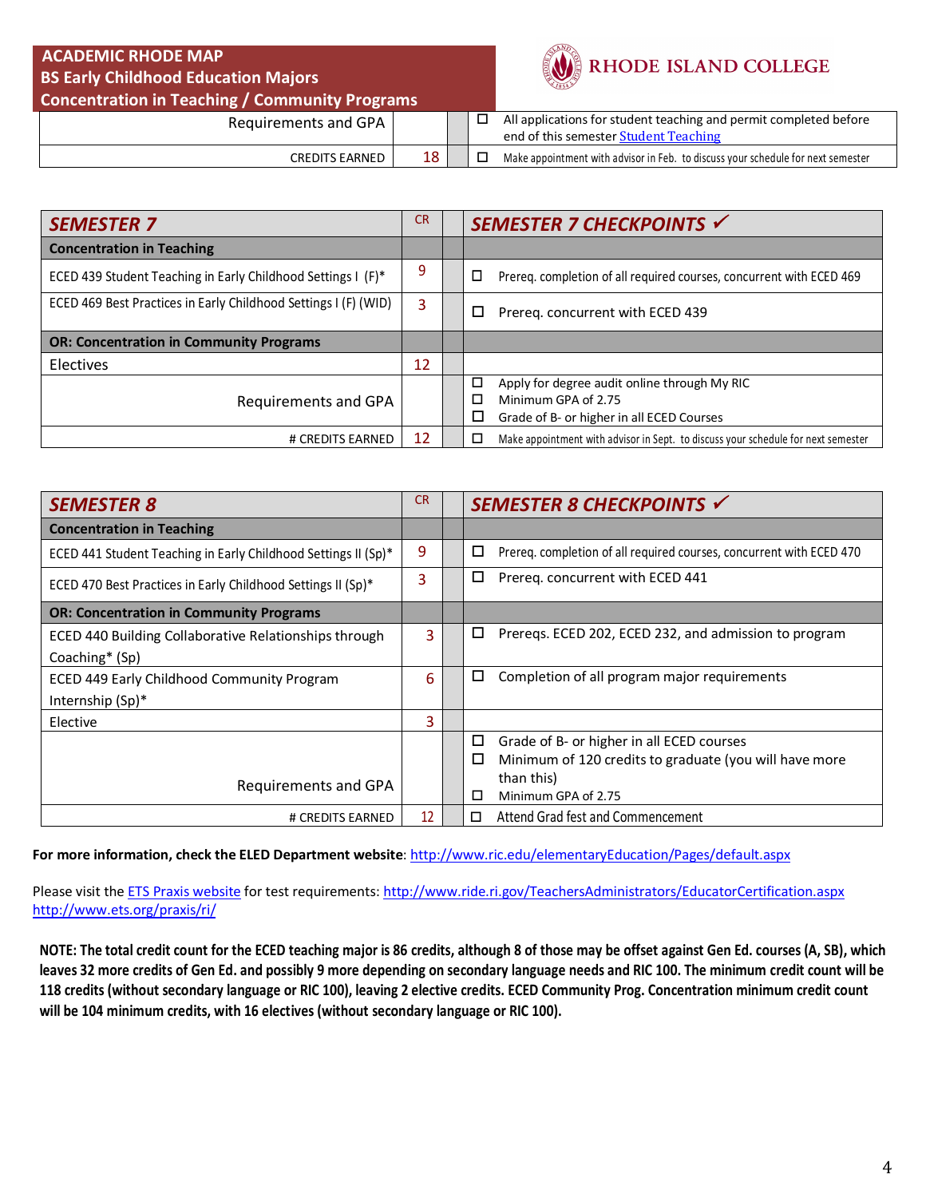**ACADEMIC RHODE MAP**
**BS Early Childhood Education Majors**
**Concentration in Teaching / Community Programs**

RHODE ISLAND COLLEGE

| | | | |
|---|---|---|---|
| Requirements and GPA | | | ☐ All applications for student teaching and permit completed before end of this semester [Student Teaching] |
| CREDITS EARNED | 18 | | ☐ Make appointment with advisor in Feb. to discuss your schedule for next semester |

| ***SEMESTER 7*** | CR | | ***SEMESTER 7 CHECKPOINTS ✓*** |
|---|---|---|---|
| **Concentration in Teaching** | | | |
| ECED 439 Student Teaching in Early Childhood Settings I (F)* | 9 | | ☐ Prereq. completion of all required courses, concurrent with ECED 469 |
| ECED 469 Best Practices in Early Childhood Settings I (F) (WID) | 3 | | ☐ Prereq. concurrent with ECED 439 |
| **OR: Concentration in Community Programs** | | | |
| Electives | 12 | | |
| Requirements and GPA | | | ☐ Apply for degree audit online through My RIC<br>☐ Minimum GPA of 2.75<br>☐ Grade of B- or higher in all ECED Courses |
| # CREDITS EARNED | 12 | | ☐ Make appointment with advisor in Sept. to discuss your schedule for next semester |

| ***SEMESTER 8*** | CR | | ***SEMESTER 8 CHECKPOINTS ✓*** |
|---|---|---|---|
| **Concentration in Teaching** | | | |
| ECED 441 Student Teaching in Early Childhood Settings II (Sp)* | 9 | | ☐ Prereq. completion of all required courses, concurrent with ECED 470 |
| ECED 470 Best Practices in Early Childhood Settings II (Sp)* | 3 | | ☐ Prereq. concurrent with ECED 441 |
| **OR: Concentration in Community Programs** | | | |
| ECED 440 Building Collaborative Relationships through Coaching* (Sp) | 3 | | ☐ Prereqs. ECED 202, ECED 232, and admission to program |
| ECED 449 Early Childhood Community Program Internship (Sp)* | 6 | | ☐ Completion of all program major requirements |
| Elective | 3 | | |
| Requirements and GPA | | | ☐ Grade of B- or higher in all ECED courses<br>☐ Minimum of 120 credits to graduate (you will have more than this)<br>☐ Minimum GPA of 2.75 |
| # CREDITS EARNED | 12 | | ☐ Attend Grad fest and Commencement |

**For more information, check the ELED Department website**: http://www.ric.edu/elementaryEducation/Pages/default.aspx

Please visit the ETS Praxis website for test requirements: http://www.ride.ri.gov/TeachersAdministrators/EducatorCertification.aspx http://www.ets.org/praxis/ri/

**NOTE: The total credit count for the ECED teaching major is 86 credits, although 8 of those may be offset against Gen Ed. courses (A, SB), which leaves 32 more credits of Gen Ed. and possibly 9 more depending on secondary language needs and RIC 100. The minimum credit count will be 118 credits (without secondary language or RIC 100), leaving 2 elective credits. ECED Community Prog. Concentration minimum credit count will be 104 minimum credits, with 16 electives (without secondary language or RIC 100).**